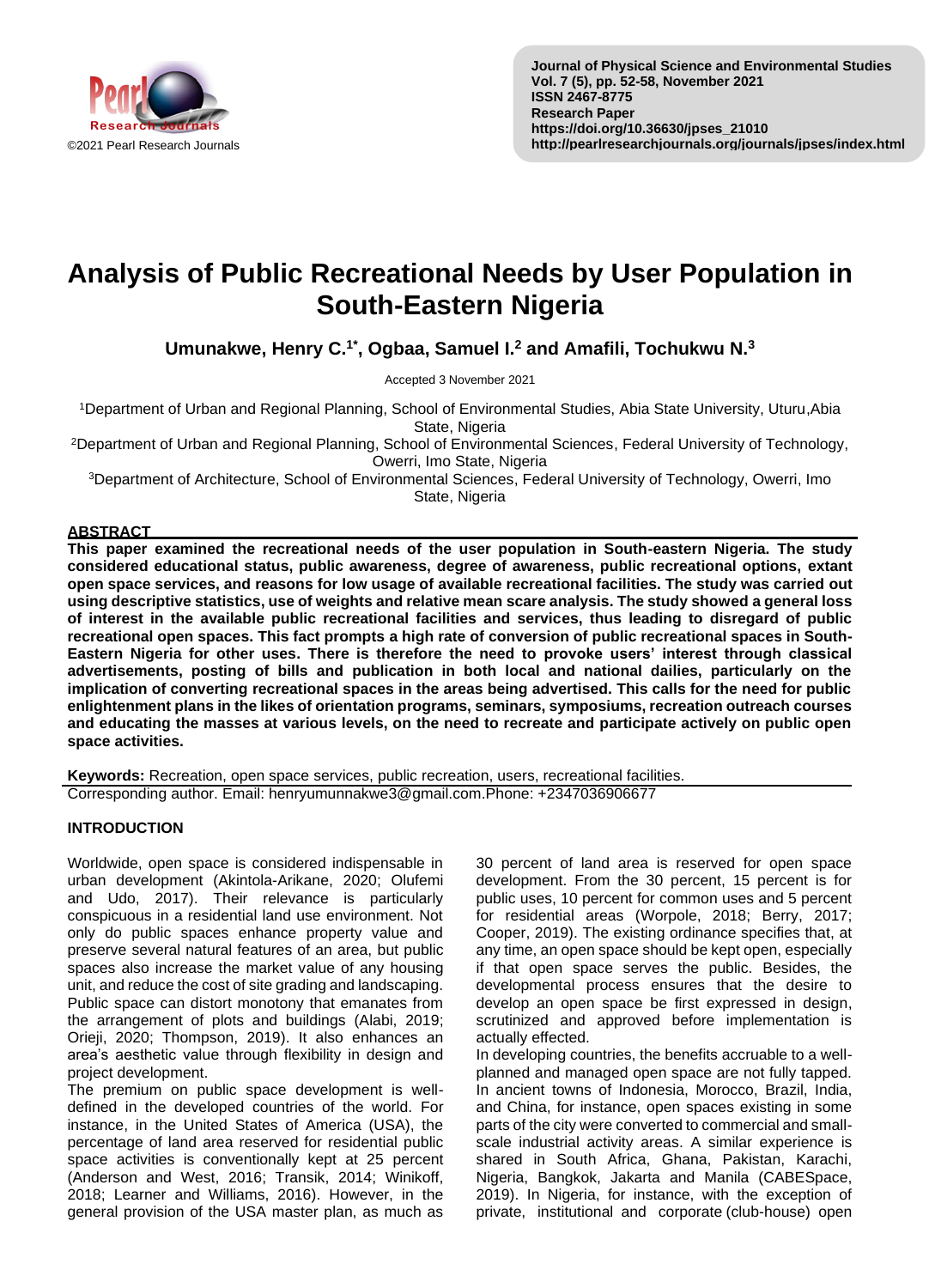# Analysis of Public Recreational Needs by User Population in South-Eastern Nigeria

**Umunakwe, Henry C.[1*], Ogbaa, Samuel I.[2] and Amafili, Tochukwu N.[3]**

Accepted 3 November 2021

[1]Department of Urban and Regional Planning, School of Environmental Studies, Abia State University, Uturu,Abia State, Nigeria
[2]Department of Urban and Regional Planning, School of Environmental Sciences, Federal University of Technology, Owerri, Imo State, Nigeria
[3]Department of Architecture, School of Environmental Sciences, Federal University of Technology, Owerri, Imo State, Nigeria

## ABSTRACT

**This paper examined the recreational needs of the user population in South-eastern Nigeria. The study considered educational status, public awareness, degree of awareness, public recreational options, extant open space services, and reasons for low usage of available recreational facilities. The study was carried out using descriptive statistics, use of weights and relative mean scare analysis. The study showed a general loss of interest in the available public recreational facilities and services, thus leading to disregard of public recreational open spaces. This fact prompts a high rate of conversion of public recreational spaces in South-Eastern Nigeria for other uses. There is therefore the need to provoke users' interest through classical advertisements, posting of bills and publication in both local and national dailies, particularly on the implication of converting recreational spaces in the areas being advertised. This calls for the need for public enlightenment plans in the likes of orientation programs, seminars, symposiums, recreation outreach courses and educating the masses at various levels, on the need to recreate and participate actively on public open space activities.**

**Keywords:** Recreation, open space services, public recreation, users, recreational facilities.

Corresponding author. Email: henryumunnakwe3@gmail.com.Phone: +2347036906677

## INTRODUCTION

Worldwide, open space is considered indispensable in urban development (Akintola-Arikane, 2020; Olufemi and Udo, 2017). Their relevance is particularly conspicuous in a residential land use environment. Not only do public spaces enhance property value and preserve several natural features of an area, but public spaces also increase the market value of any housing unit, and reduce the cost of site grading and landscaping. Public space can distort monotony that emanates from the arrangement of plots and buildings (Alabi, 2019; Orieji, 2020; Thompson, 2019). It also enhances an area's aesthetic value through flexibility in design and project development.

The premium on public space development is well-defined in the developed countries of the world. For instance, in the United States of America (USA), the percentage of land area reserved for residential public space activities is conventionally kept at 25 percent (Anderson and West, 2016; Transik, 2014; Winikoff, 2018; Learner and Williams, 2016). However, in the general provision of the USA master plan, as much as 30 percent of land area is reserved for open space development. From the 30 percent, 15 percent is for public uses, 10 percent for common uses and 5 percent for residential areas (Worpole, 2018; Berry, 2017; Cooper, 2019). The existing ordinance specifies that, at any time, an open space should be kept open, especially if that open space serves the public. Besides, the developmental process ensures that the desire to develop an open space be first expressed in design, scrutinized and approved before implementation is actually effected.

In developing countries, the benefits accruable to a well-planned and managed open space are not fully tapped. In ancient towns of Indonesia, Morocco, Brazil, India, and China, for instance, open spaces existing in some parts of the city were converted to commercial and small-scale industrial activity areas. A similar experience is shared in South Africa, Ghana, Pakistan, Karachi, Nigeria, Bangkok, Jakarta and Manila (CABESpace, 2019). In Nigeria, for instance, with the exception of private, institutional and corporate (club-house) open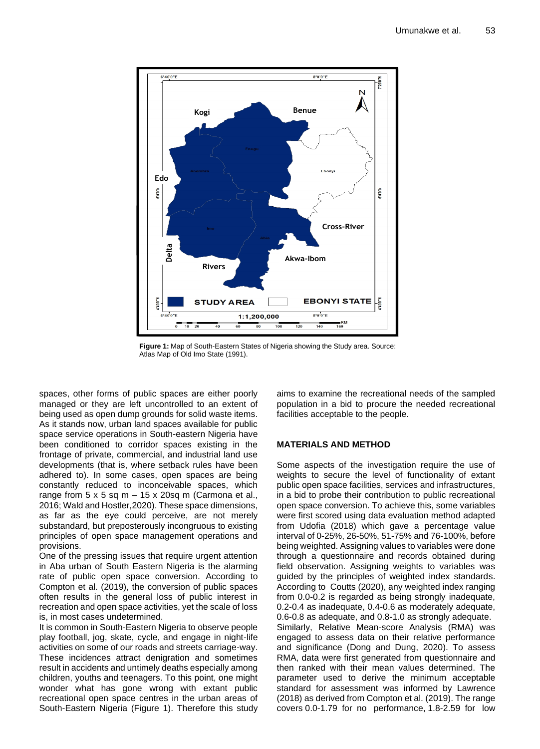**Figure 1:** Map of South-Eastern States of Nigeria showing the Study area. Source: Atlas Map of Old Imo State (1991).

spaces, other forms of public spaces are either poorly managed or they are left uncontrolled to an extent of being used as open dump grounds for solid waste items. As it stands now, urban land spaces available for public space service operations in South-eastern Nigeria have been conditioned to corridor spaces existing in the frontage of private, commercial, and industrial land use developments (that is, where setback rules have been adhered to). In some cases, open spaces are being constantly reduced to inconceivable spaces, which range from 5 x 5 sq m – 15 x 20sq m (Carmona et al., 2016; Wald and Hostler,2020). These space dimensions, as far as the eye could perceive, are not merely substandard, but preposterously incongruous to existing principles of open space management operations and provisions.

One of the pressing issues that require urgent attention in Aba urban of South Eastern Nigeria is the alarming rate of public open space conversion. According to Compton et al. (2019), the conversion of public spaces often results in the general loss of public interest in recreation and open space activities, yet the scale of loss is, in most cases undetermined.

It is common in South-Eastern Nigeria to observe people play football, jog, skate, cycle, and engage in night-life activities on some of our roads and streets carriage-way. These incidences attract denigration and sometimes result in accidents and untimely deaths especially among children, youths and teenagers. To this point, one might wonder what has gone wrong with extant public recreational open space centres in the urban areas of South-Eastern Nigeria (Figure 1). Therefore this study aims to examine the recreational needs of the sampled population in a bid to procure the needed recreational facilities acceptable to the people.

## MATERIALS AND METHOD

Some aspects of the investigation require the use of weights to secure the level of functionality of extant public open space facilities, services and infrastructures, in a bid to probe their contribution to public recreational open space conversion. To achieve this, some variables were first scored using data evaluation method adapted from Udofia (2018) which gave a percentage value interval of 0-25%, 26-50%, 51-75% and 76-100%, before being weighted. Assigning values to variables were done through a questionnaire and records obtained during field observation. Assigning weights to variables was guided by the principles of weighted index standards. According to Coutts (2020), any weighted index ranging from 0.0-0.2 is regarded as being strongly inadequate, 0.2-0.4 as inadequate, 0.4-0.6 as moderately adequate, 0.6-0.8 as adequate, and 0.8-1.0 as strongly adequate.

Similarly, Relative Mean-score Analysis (RMA) was engaged to assess data on their relative performance and significance (Dong and Dung, 2020). To assess RMA, data were first generated from questionnaire and then ranked with their mean values determined. The parameter used to derive the minimum acceptable standard for assessment was informed by Lawrence (2018) as derived from Compton et al. (2019). The range covers 0.0-1.79 for no performance, 1.8-2.59 for low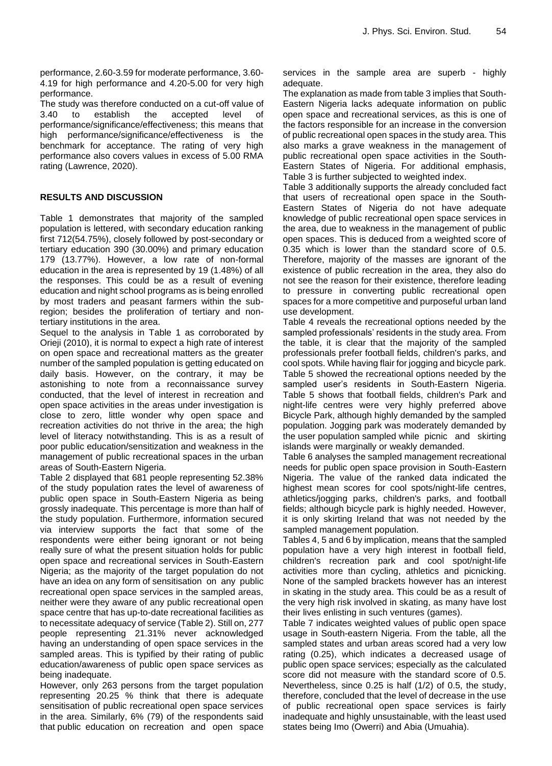performance, 2.60-3.59 for moderate performance, 3.60-4.19 for high performance and 4.20-5.00 for very high performance.

The study was therefore conducted on a cut-off value of 3.40 to establish the accepted level of performance/significance/effectiveness; this means that high performance/significance/effectiveness is the benchmark for acceptance. The rating of very high performance also covers values in excess of 5.00 RMA rating (Lawrence, 2020).

## RESULTS AND DISCUSSION

Table 1 demonstrates that majority of the sampled population is lettered, with secondary education ranking first 712(54.75%), closely followed by post-secondary or tertiary education 390 (30.00%) and primary education 179 (13.77%). However, a low rate of non-formal education in the area is represented by 19 (1.48%) of all the responses. This could be as a result of evening education and night school programs as is being enrolled by most traders and peasant farmers within the sub-region; besides the proliferation of tertiary and non-tertiary institutions in the area.

Sequel to the analysis in Table 1 as corroborated by Orieji (2010), it is normal to expect a high rate of interest on open space and recreational matters as the greater number of the sampled population is getting educated on daily basis. However, on the contrary, it may be astonishing to note from a reconnaissance survey conducted, that the level of interest in recreation and open space activities in the areas under investigation is close to zero, little wonder why open space and recreation activities do not thrive in the area; the high level of literacy notwithstanding. This is as a result of poor public education/sensitization and weakness in the management of public recreational spaces in the urban areas of South-Eastern Nigeria.

Table 2 displayed that 681 people representing 52.38% of the study population rates the level of awareness of public open space in South-Eastern Nigeria as being grossly inadequate. This percentage is more than half of the study population. Furthermore, information secured via interview supports the fact that some of the respondents were either being ignorant or not being really sure of what the present situation holds for public open space and recreational services in South-Eastern Nigeria; as the majority of the target population do not have an idea on any form of sensitisation on any public recreational open space services in the sampled areas, neither were they aware of any public recreational open space centre that has up-to-date recreational facilities as to necessitate adequacy of service (Table 2). Still on, 277 people representing 21.31% never acknowledged having an understanding of open space services in the sampled areas. This is typified by their rating of public education/awareness of public open space services as being inadequate.

However, only 263 persons from the target population representing 20.25 % think that there is adequate sensitisation of public recreational open space services in the area. Similarly, 6% (79) of the respondents said that public education on recreation and open space services in the sample area are superb - highly adequate.

The explanation as made from table 3 implies that South-Eastern Nigeria lacks adequate information on public open space and recreational services, as this is one of the factors responsible for an increase in the conversion of public recreational open spaces in the study area. This also marks a grave weakness in the management of public recreational open space activities in the South-Eastern States of Nigeria. For additional emphasis, Table 3 is further subjected to weighted index.

Table 3 additionally supports the already concluded fact that users of recreational open space in the South-Eastern States of Nigeria do not have adequate knowledge of public recreational open space services in the area, due to weakness in the management of public open spaces. This is deduced from a weighted score of 0.35 which is lower than the standard score of 0.5. Therefore, majority of the masses are ignorant of the existence of public recreation in the area, they also do not see the reason for their existence, therefore leading to pressure in converting public recreational open spaces for a more competitive and purposeful urban land use development.

Table 4 reveals the recreational options needed by the sampled professionals' residents in the study area. From the table, it is clear that the majority of the sampled professionals prefer football fields, children's parks, and cool spots. While having flair for jogging and bicycle park.

Table 5 showed the recreational options needed by the sampled user's residents in South-Eastern Nigeria. Table 5 shows that football fields, children's Park and night-life centres were very highly preferred above Bicycle Park, although highly demanded by the sampled population. Jogging park was moderately demanded by the user population sampled while picnic and skirting islands were marginally or weakly demanded.

Table 6 analyses the sampled management recreational needs for public open space provision in South-Eastern Nigeria. The value of the ranked data indicated the highest mean scores for cool spots/night-life centres, athletics/jogging parks, children's parks, and football fields; although bicycle park is highly needed. However, it is only skirting Ireland that was not needed by the sampled management population.

Tables 4, 5 and 6 by implication, means that the sampled population have a very high interest in football field, children's recreation park and cool spot/night-life activities more than cycling, athletics and picnicking. None of the sampled brackets however has an interest in skating in the study area. This could be as a result of the very high risk involved in skating, as many have lost their lives enlisting in such ventures (games).

Table 7 indicates weighted values of public open space usage in South-eastern Nigeria. From the table, all the sampled states and urban areas scored had a very low rating (0.25), which indicates a decreased usage of public open space services; especially as the calculated score did not measure with the standard score of 0.5. Nevertheless, since 0.25 is half (1/2) of 0.5, the study, therefore, concluded that the level of decrease in the use of public recreational open space services is fairly inadequate and highly unsustainable, with the least used states being Imo (Owerri) and Abia (Umuahia).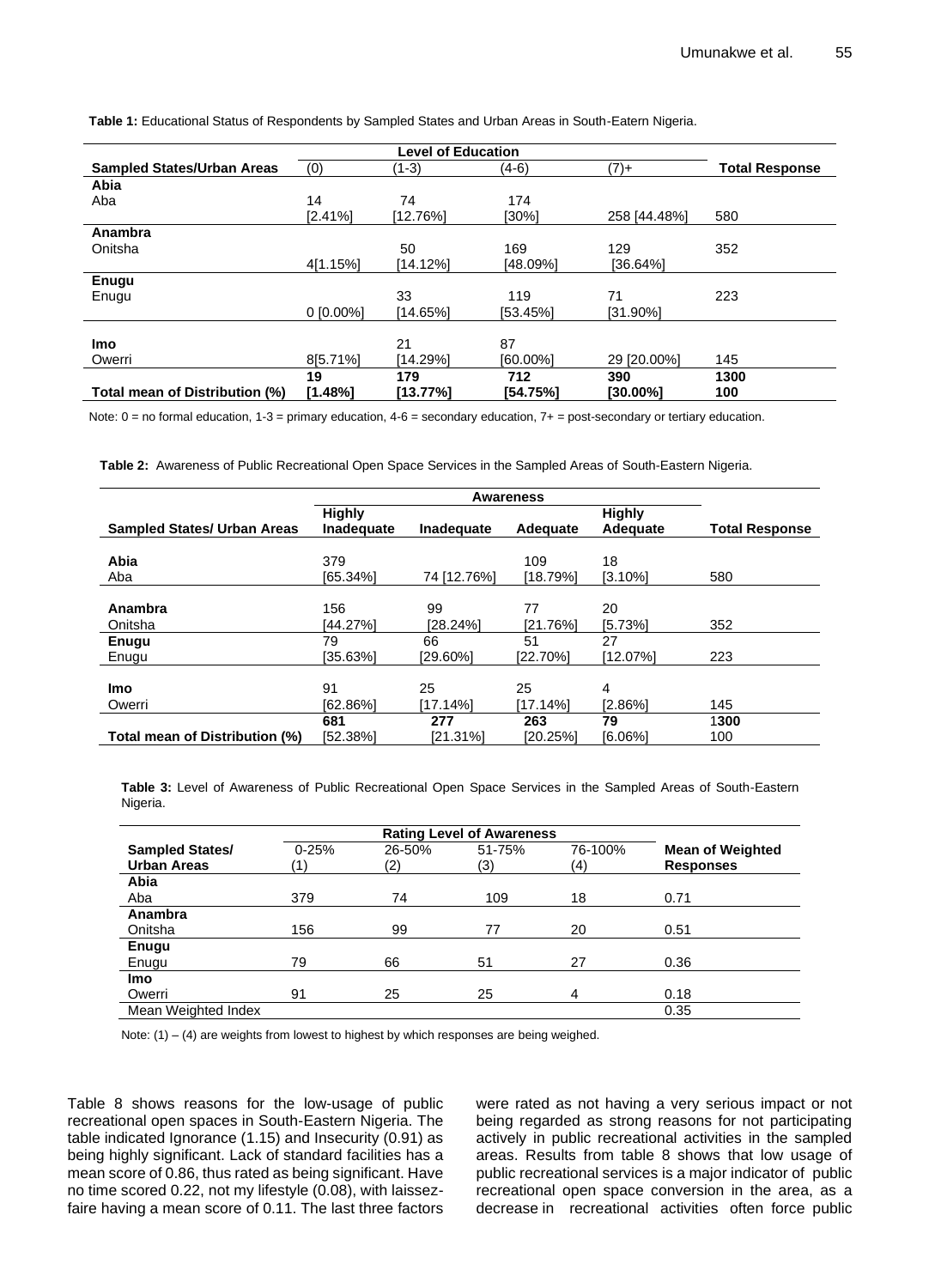**Table 1:** Educational Status of Respondents by Sampled States and Urban Areas in South-Eatern Nigeria.

| Sampled States/Urban Areas | Level of Education | | | | Total Response |
|---|---|---|---|---|---|
| | (0) | (1-3) | (4-6) | (7)+ | |
| **Abia** | | | | | |
| Aba | 14 [2.41%] | 74 [12.76%] | 174 [30%] | 258 [44.48%] | 580 |
| **Anambra** | | | | | |
| Onitsha | 4[1.15%] | 50 [14.12%] | 169 [48.09%] | 129 [36.64%] | 352 |
| **Enugu** | | | | | |
| Enugu | 0 [0.00%] | 33 [14.65%] | 119 [53.45%] | 71 [31.90%] | 223 |
| **Imo** | | | | | |
| Owerri | 8[5.71%] | 21 [14.29%] | 87 [60.00%] | 29 [20.00%] | 145 |
| **Total mean of Distribution (%)** | **19 [1.48%]** | **179 [13.77%]** | **712 [54.75%]** | **390 [30.00%]** | **1300 100** |

Note: 0 = no formal education, 1-3 = primary education, 4-6 = secondary education, 7+ = post-secondary or tertiary education.

**Table 2:** Awareness of Public Recreational Open Space Services in the Sampled Areas of South-Eastern Nigeria.

| Sampled States/ Urban Areas | Awareness | | | | Total Response |
|---|---|---|---|---|---|
| | Highly Inadequate | Inadequate | Adequate | Highly Adequate | |
| **Abia** | | | | | |
| Aba | 379 [65.34%] | 74 [12.76%] | 109 [18.79%] | 18 [3.10%] | 580 |
| **Anambra** | | | | | |
| Onitsha | 156 [44.27%] | 99 [28.24%] | 77 [21.76%] | 20 [5.73%] | 352 |
| **Enugu** | | | | | |
| Enugu | 79 [35.63%] | 66 [29.60%] | 51 [22.70%] | 27 [12.07%] | 223 |
| **Imo** | | | | | |
| Owerri | 91 [62.86%] | 25 [17.14%] | 25 [17.14%] | 4 [2.86%] | 145 |
| **Total mean of Distribution (%)** | **681** [52.38%] | **277** [21.31%] | **263** [20.25%] | **79** [6.06%] | 1**300** 100 |

**Table 3:** Level of Awareness of Public Recreational Open Space Services in the Sampled Areas of South-Eastern Nigeria.

| Sampled States/ Urban Areas | Rating Level of Awareness | | | | Mean of Weighted Responses |
|---|---|---|---|---|---|
| | 0-25% (1) | 26-50% (2) | 51-75% (3) | 76-100% (4) | |
| **Abia** | | | | | |
| Aba | 379 | 74 | 109 | 18 | 0.71 |
| **Anambra** | | | | | |
| Onitsha | 156 | 99 | 77 | 20 | 0.51 |
| **Enugu** | | | | | |
| Enugu | 79 | 66 | 51 | 27 | 0.36 |
| **Imo** | | | | | |
| Owerri | 91 | 25 | 25 | 4 | 0.18 |
| Mean Weighted Index | | | | | 0.35 |

Note: (1) – (4) are weights from lowest to highest by which responses are being weighed.

Table 8 shows reasons for the low-usage of public recreational open spaces in South-Eastern Nigeria. The table indicated Ignorance (1.15) and Insecurity (0.91) as being highly significant. Lack of standard facilities has a mean score of 0.86, thus rated as being significant. Have no time scored 0.22, not my lifestyle (0.08), with laissez-faire having a mean score of 0.11. The last three factors were rated as not having a very serious impact or not being regarded as strong reasons for not participating actively in public recreational activities in the sampled areas. Results from table 8 shows that low usage of public recreational services is a major indicator of public recreational open space conversion in the area, as a decrease in recreational activities often force public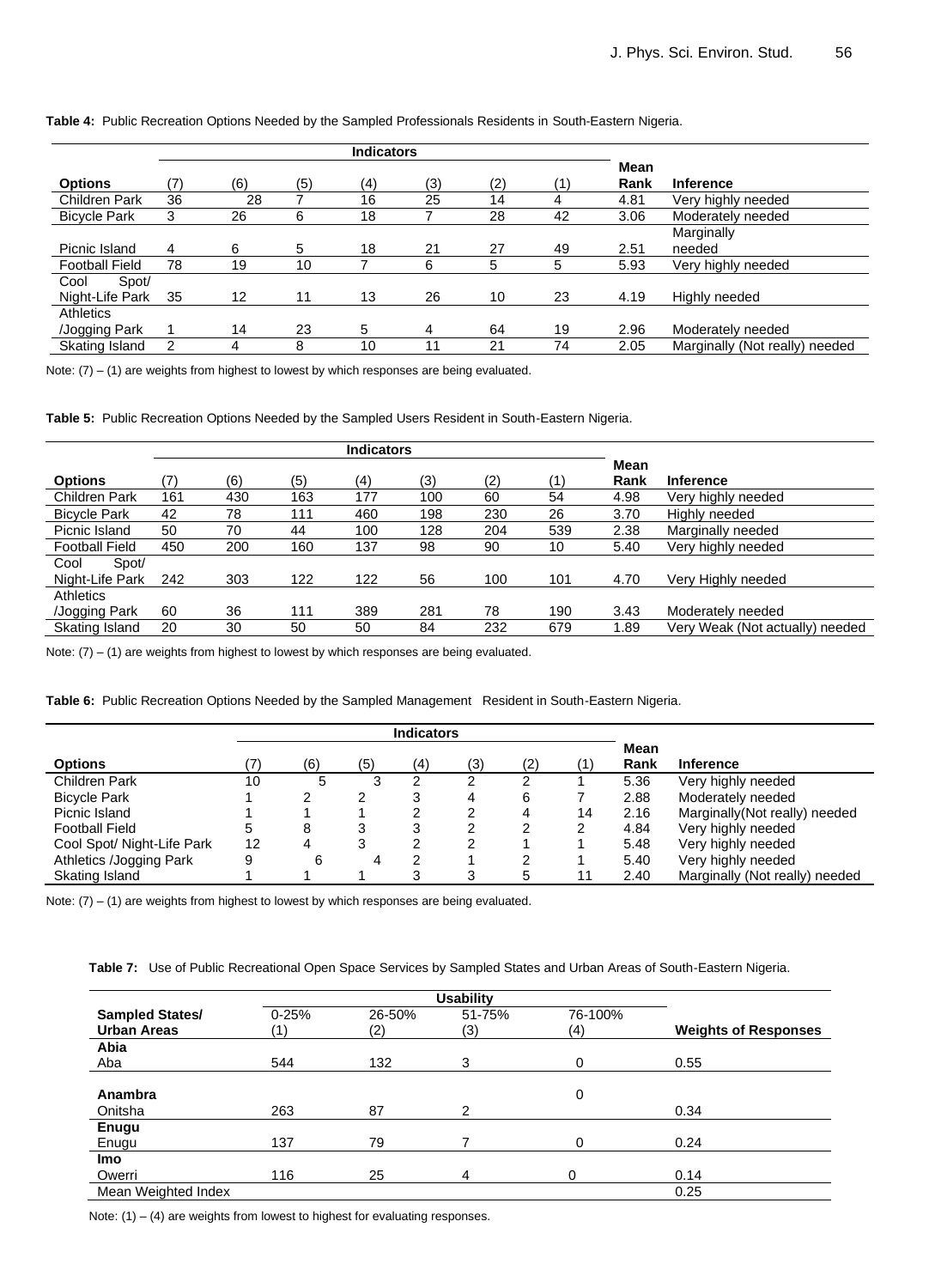**Table 4:** Public Recreation Options Needed by the Sampled Professionals Residents in South-Eastern Nigeria.

| | Indicators | | | | | | | | |
|---|---|---|---|---|---|---|---|---|---|
| **Options** | (7) | (6) | (5) | (4) | (3) | (2) | (1) | **Mean Rank** | **Inference** |
| Children Park | 36 | 28 | 7 | 16 | 25 | 14 | 4 | 4.81 | Very highly needed |
| Bicycle Park | 3 | 26 | 6 | 18 | 7 | 28 | 42 | 3.06 | Moderately needed |
| Picnic Island | 4 | 6 | 5 | 18 | 21 | 27 | 49 | 2.51 | Marginally needed |
| Football Field | 78 | 19 | 10 | 7 | 6 | 5 | 5 | 5.93 | Very highly needed |
| Cool Spot/ Night-Life Park | 35 | 12 | 11 | 13 | 26 | 10 | 23 | 4.19 | Highly needed |
| Athletics /Jogging Park | 1 | 14 | 23 | 5 | 4 | 64 | 19 | 2.96 | Moderately needed |
| Skating Island | 2 | 4 | 8 | 10 | 11 | 21 | 74 | 2.05 | Marginally (Not really) needed |

Note: (7) – (1) are weights from highest to lowest by which responses are being evaluated.

**Table 5:** Public Recreation Options Needed by the Sampled Users Resident in South-Eastern Nigeria.

| | Indicators | | | | | | | | |
|---|---|---|---|---|---|---|---|---|---|
| **Options** | (7) | (6) | (5) | (4) | (3) | (2) | (1) | **Mean Rank** | **Inference** |
| Children Park | 161 | 430 | 163 | 177 | 100 | 60 | 54 | 4.98 | Very highly needed |
| Bicycle Park | 42 | 78 | 111 | 460 | 198 | 230 | 26 | 3.70 | Highly needed |
| Picnic Island | 50 | 70 | 44 | 100 | 128 | 204 | 539 | 2.38 | Marginally needed |
| Football Field | 450 | 200 | 160 | 137 | 98 | 90 | 10 | 5.40 | Very highly needed |
| Cool Spot/ Night-Life Park | 242 | 303 | 122 | 122 | 56 | 100 | 101 | 4.70 | Very Highly needed |
| Athletics /Jogging Park | 60 | 36 | 111 | 389 | 281 | 78 | 190 | 3.43 | Moderately needed |
| Skating Island | 20 | 30 | 50 | 50 | 84 | 232 | 679 | 1.89 | Very Weak (Not actually) needed |

Note: (7) – (1) are weights from highest to lowest by which responses are being evaluated.

**Table 6:** Public Recreation Options Needed by the Sampled Management Resident in South-Eastern Nigeria.

| | Indicators | | | | | | | | |
|---|---|---|---|---|---|---|---|---|---|
| **Options** | (7) | (6) | (5) | (4) | (3) | (2) | (1) | **Mean Rank** | **Inference** |
| Children Park | 10 | 5 | 3 | 2 | 2 | 2 | 1 | 5.36 | Very highly needed |
| Bicycle Park | 1 | 2 | 2 | 3 | 4 | 6 | 7 | 2.88 | Moderately needed |
| Picnic Island | 1 | 1 | 1 | 2 | 2 | 4 | 14 | 2.16 | Marginally(Not really) needed |
| Football Field | 5 | 8 | 3 | 3 | 2 | 2 | 2 | 4.84 | Very highly needed |
| Cool Spot/ Night-Life Park | 12 | 4 | 3 | 2 | 2 | 1 | 1 | 5.48 | Very highly needed |
| Athletics /Jogging Park | 9 | 6 | 4 | 2 | 1 | 2 | 1 | 5.40 | Very highly needed |
| Skating Island | 1 | 1 | 1 | 3 | 3 | 5 | 11 | 2.40 | Marginally (Not really) needed |

Note: (7) – (1) are weights from highest to lowest by which responses are being evaluated.

**Table 7:** Use of Public Recreational Open Space Services by Sampled States and Urban Areas of South-Eastern Nigeria.

| | Usability | | | | |
|---|---|---|---|---|---|
| **Sampled States/ Urban Areas** | 0-25% (1) | 26-50% (2) | 51-75% (3) | 76-100% (4) | **Weights of Responses** |
| **Abia** | | | | | |
| Aba | 544 | 132 | 3 | 0 | 0.55 |
| **Anambra** | | | | 0 | |
| Onitsha | 263 | 87 | 2 | | 0.34 |
| **Enugu** | | | | | |
| Enugu | 137 | 79 | 7 | 0 | 0.24 |
| **Imo** | | | | | |
| Owerri | 116 | 25 | 4 | 0 | 0.14 |
| Mean Weighted Index | | | | | 0.25 |

Note: (1) – (4) are weights from lowest to highest for evaluating responses.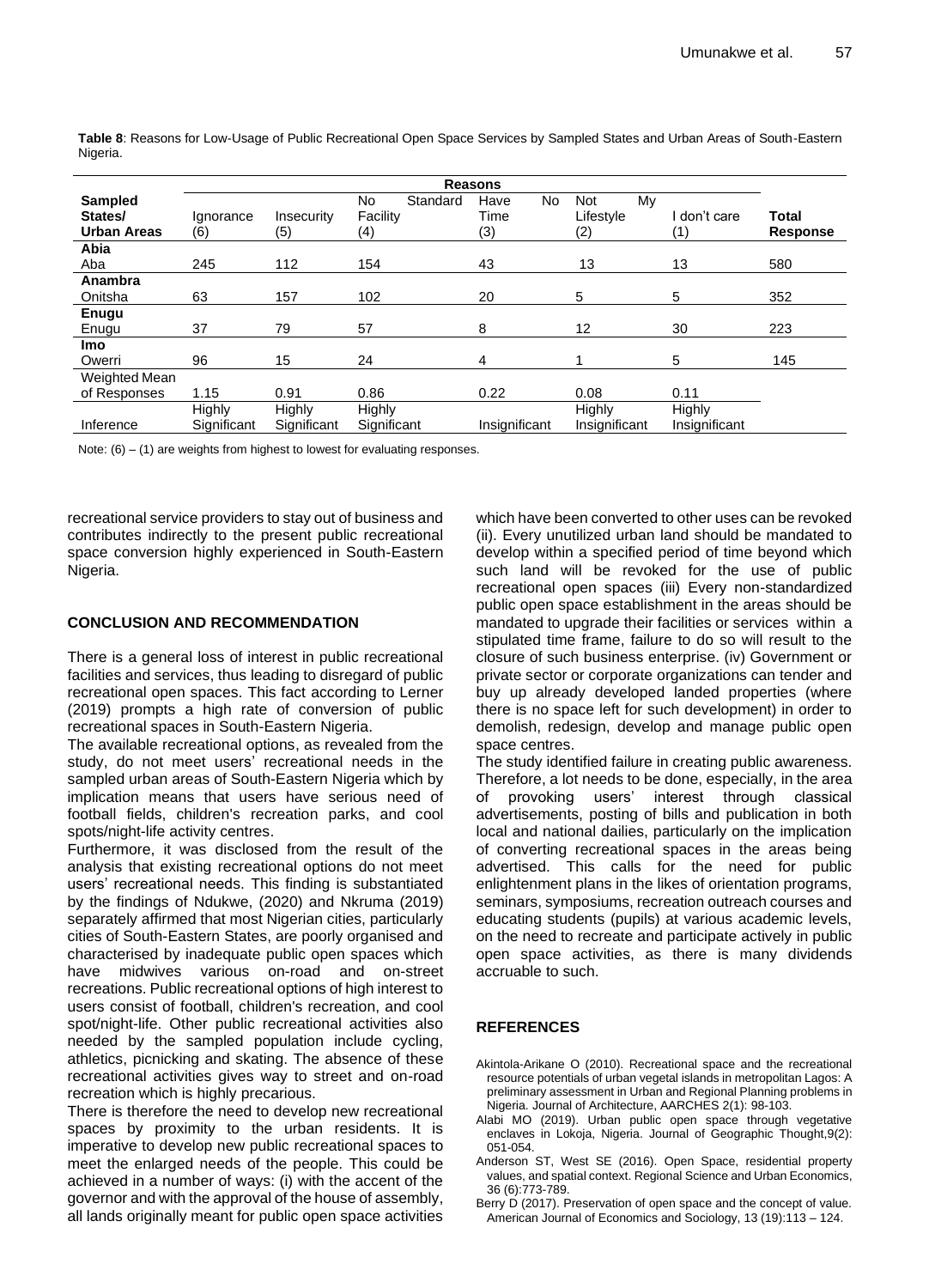**Table 8**: Reasons for Low-Usage of Public Recreational Open Space Services by Sampled States and Urban Areas of South-Eastern Nigeria.

| Sampled States/ Urban Areas | Reasons | | | | | | Total Response |
|---|---|---|---|---|---|---|---|
| | Ignorance (6) | Insecurity (5) | No Standard Facility (4) | Have No Time (3) | Not My Lifestyle (2) | I don't care (1) | |
| **Abia** | | | | | | | |
| Aba | 245 | 112 | 154 | 43 | 13 | 13 | 580 |
| **Anambra** | | | | | | | |
| Onitsha | 63 | 157 | 102 | 20 | 5 | 5 | 352 |
| **Enugu** | | | | | | | |
| Enugu | 37 | 79 | 57 | 8 | 12 | 30 | 223 |
| **Imo** | | | | | | | |
| Owerri | 96 | 15 | 24 | 4 | 1 | 5 | 145 |
| Weighted Mean of Responses | 1.15 | 0.91 | 0.86 | 0.22 | 0.08 | 0.11 | |
| Inference | Highly Significant | Highly Significant | Highly Significant | Insignificant | Highly Insignificant | Highly Insignificant | |

Note: (6) – (1) are weights from highest to lowest for evaluating responses.

recreational service providers to stay out of business and contributes indirectly to the present public recreational space conversion highly experienced in South-Eastern Nigeria.

## CONCLUSION AND RECOMMENDATION

There is a general loss of interest in public recreational facilities and services, thus leading to disregard of public recreational open spaces. This fact according to Lerner (2019) prompts a high rate of conversion of public recreational spaces in South-Eastern Nigeria.

The available recreational options, as revealed from the study, do not meet users' recreational needs in the sampled urban areas of South-Eastern Nigeria which by implication means that users have serious need of football fields, children's recreation parks, and cool spots/night-life activity centres.

Furthermore, it was disclosed from the result of the analysis that existing recreational options do not meet users' recreational needs. This finding is substantiated by the findings of Ndukwe, (2020) and Nkruma (2019) separately affirmed that most Nigerian cities, particularly cities of South-Eastern States, are poorly organised and characterised by inadequate public open spaces which have midwives various on-road and on-street recreations. Public recreational options of high interest to users consist of football, children's recreation, and cool spot/night-life. Other public recreational activities also needed by the sampled population include cycling, athletics, picnicking and skating. The absence of these recreational activities gives way to street and on-road recreation which is highly precarious.

There is therefore the need to develop new recreational spaces by proximity to the urban residents. It is imperative to develop new public recreational spaces to meet the enlarged needs of the people. This could be achieved in a number of ways: (i) with the accent of the governor and with the approval of the house of assembly, all lands originally meant for public open space activities which have been converted to other uses can be revoked (ii). Every unutilized urban land should be mandated to develop within a specified period of time beyond which such land will be revoked for the use of public recreational open spaces (iii) Every non-standardized public open space establishment in the areas should be mandated to upgrade their facilities or services within a stipulated time frame, failure to do so will result to the closure of such business enterprise. (iv) Government or private sector or corporate organizations can tender and buy up already developed landed properties (where there is no space left for such development) in order to demolish, redesign, develop and manage public open space centres.

The study identified failure in creating public awareness. Therefore, a lot needs to be done, especially, in the area of provoking users' interest through classical advertisements, posting of bills and publication in both local and national dailies, particularly on the implication of converting recreational spaces in the areas being advertised. This calls for the need for public enlightenment plans in the likes of orientation programs, seminars, symposiums, recreation outreach courses and educating students (pupils) at various academic levels, on the need to recreate and participate actively in public open space activities, as there is many dividends accruable to such.

## REFERENCES

Akintola-Arikane O (2010). Recreational space and the recreational resource potentials of urban vegetal islands in metropolitan Lagos: A preliminary assessment in Urban and Regional Planning problems in Nigeria. Journal of Architecture, AARCHES 2(1): 98-103.

Alabi MO (2019). Urban public open space through vegetative enclaves in Lokoja, Nigeria. Journal of Geographic Thought,9(2): 051-054.

Anderson ST, West SE (2016). Open Space, residential property values, and spatial context. Regional Science and Urban Economics, 36 (6):773-789.

Berry D (2017). Preservation of open space and the concept of value. American Journal of Economics and Sociology, 13 (19):113 – 124.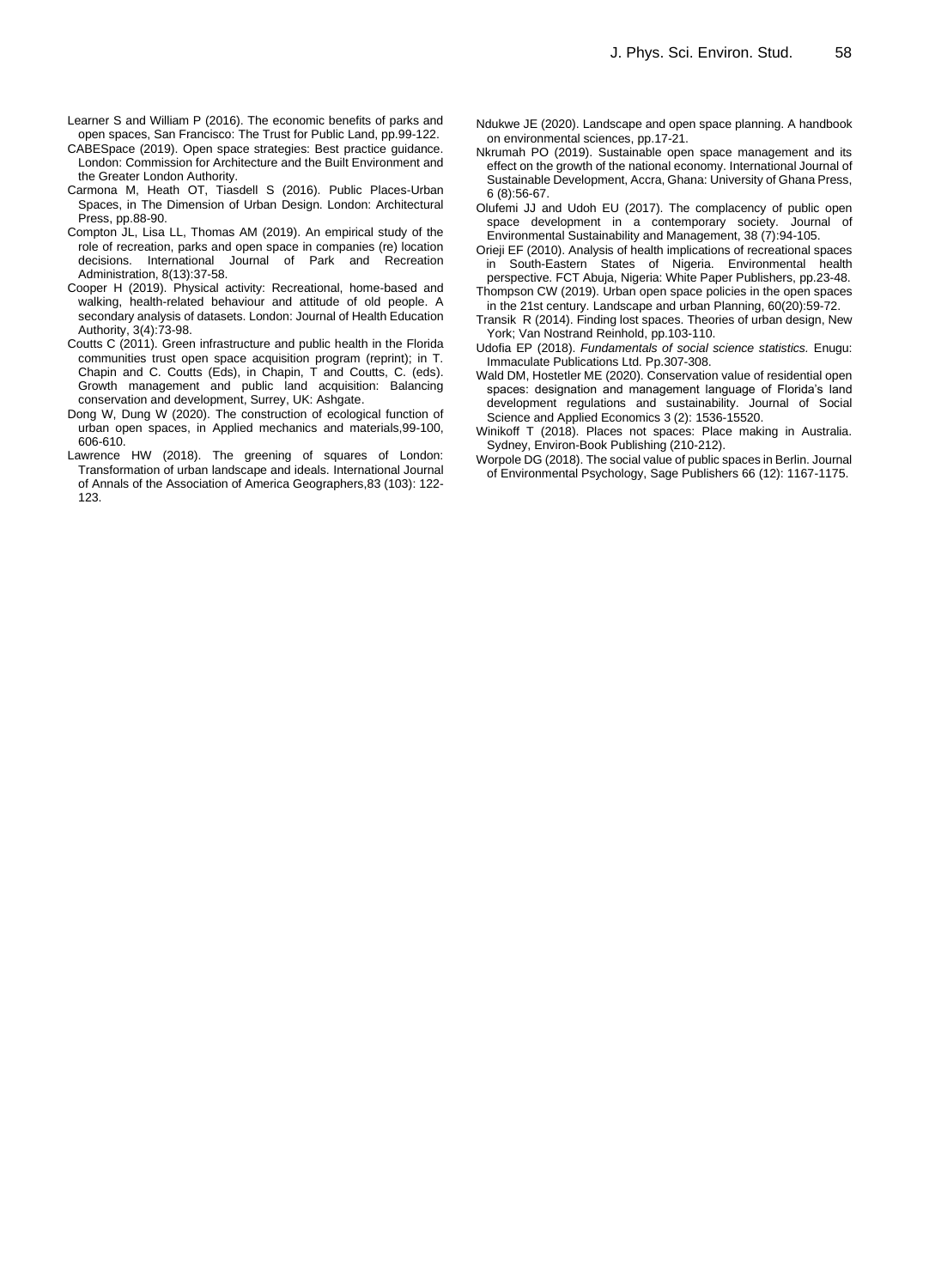Learner S and William P (2016). The economic benefits of parks and open spaces, San Francisco: The Trust for Public Land, pp.99-122.

CABESpace (2019). Open space strategies: Best practice guidance. London: Commission for Architecture and the Built Environment and the Greater London Authority.

Carmona M, Heath OT, Tiasdell S (2016). Public Places-Urban Spaces, in The Dimension of Urban Design. London: Architectural Press, pp.88-90.

Compton JL, Lisa LL, Thomas AM (2019). An empirical study of the role of recreation, parks and open space in companies (re) location decisions. International Journal of Park and Recreation Administration, 8(13):37-58.

Cooper H (2019). Physical activity: Recreational, home-based and walking, health-related behaviour and attitude of old people. A secondary analysis of datasets. London: Journal of Health Education Authority, 3(4):73-98.

Coutts C (2011). Green infrastructure and public health in the Florida communities trust open space acquisition program (reprint); in T. Chapin and C. Coutts (Eds), in Chapin, T and Coutts, C. (eds). Growth management and public land acquisition: Balancing conservation and development, Surrey, UK: Ashgate.

Dong W, Dung W (2020). The construction of ecological function of urban open spaces, in Applied mechanics and materials,99-100, 606-610.

Lawrence HW (2018). The greening of squares of London: Transformation of urban landscape and ideals. International Journal of Annals of the Association of America Geographers,83 (103): 122-123.

Ndukwe JE (2020). Landscape and open space planning. A handbook on environmental sciences, pp.17-21.

Nkrumah PO (2019). Sustainable open space management and its effect on the growth of the national economy. International Journal of Sustainable Development, Accra, Ghana: University of Ghana Press, 6 (8):56-67.

Olufemi JJ and Udoh EU (2017). The complacency of public open space development in a contemporary society. Journal of Environmental Sustainability and Management, 38 (7):94-105.

Orieji EF (2010). Analysis of health implications of recreational spaces in South-Eastern States of Nigeria. Environmental health perspective. FCT Abuja, Nigeria: White Paper Publishers, pp.23-48.

Thompson CW (2019). Urban open space policies in the open spaces in the 21st century. Landscape and urban Planning, 60(20):59-72.

Transik R (2014). Finding lost spaces. Theories of urban design, New York; Van Nostrand Reinhold, pp.103-110.

Udofia EP (2018). *Fundamentals of social science statistics.* Enugu: Immaculate Publications Ltd. Pp.307-308.

Wald DM, Hostetler ME (2020). Conservation value of residential open spaces: designation and management language of Florida's land development regulations and sustainability. Journal of Social Science and Applied Economics 3 (2): 1536-15520.

Winikoff T (2018). Places not spaces: Place making in Australia. Sydney, Environ-Book Publishing (210-212).

Worpole DG (2018). The social value of public spaces in Berlin. Journal of Environmental Psychology, Sage Publishers 66 (12): 1167-1175.